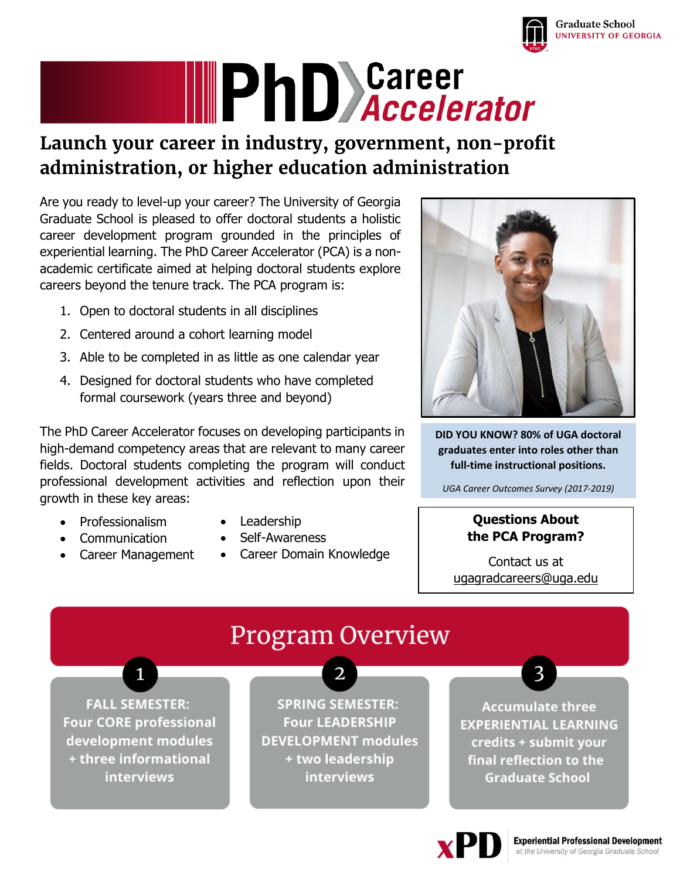Graduate School
UNIVERSITY OF GEORGIA

# PhD Career Accelerator

## Launch your career in industry, government, non-profit administration, or higher education administration

Are you ready to level-up your career? The University of Georgia Graduate School is pleased to offer doctoral students a holistic career development program grounded in the principles of experiential learning. The PhD Career Accelerator (PCA) is a non-academic certificate aimed at helping doctoral students explore careers beyond the tenure track. The PCA program is:

1. Open to doctoral students in all disciplines
2. Centered around a cohort learning model
3. Able to be completed in as little as one calendar year
4. Designed for doctoral students who have completed formal coursework (years three and beyond)

The PhD Career Accelerator focuses on developing participants in high-demand competency areas that are relevant to many career fields. Doctoral students completing the program will conduct professional development activities and reflection upon their growth in these key areas:

- Professionalism
- Communication
- Career Management
- Leadership
- Self-Awareness
- Career Domain Knowledge

**DID YOU KNOW? 80% of UGA doctoral graduates enter into roles other than full-time instructional positions.**

*UGA Career Outcomes Survey (2017-2019)*

**Questions About the PCA Program?**

Contact us at ugagradcareers@uga.edu

## Program Overview

1. **FALL SEMESTER: Four CORE professional development modules + three informational interviews**
2. **SPRING SEMESTER: Four LEADERSHIP DEVELOPMENT modules + two leadership interviews**
3. **Accumulate three EXPERIENTIAL LEARNING credits + submit your final reflection to the Graduate School**

xPD Experiential Professional Development at the University of Georgia Graduate School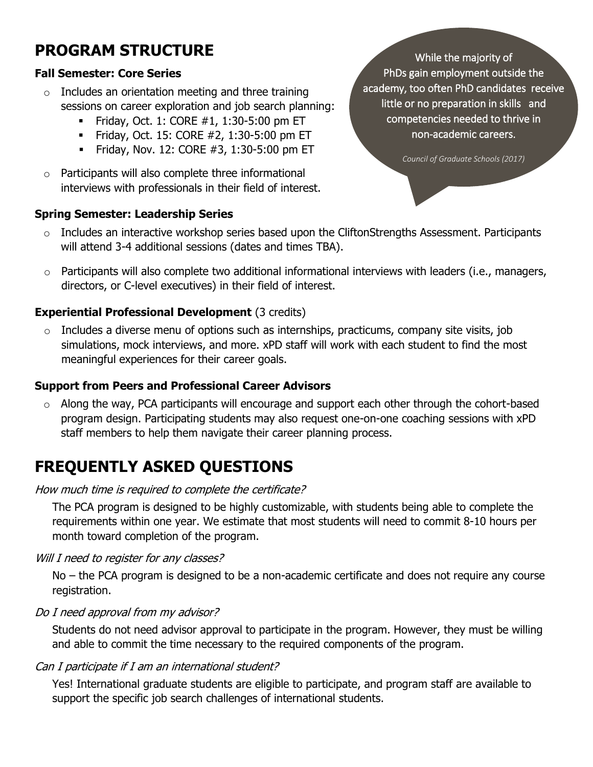## PROGRAM STRUCTURE

> While the majority of PhDs gain employment outside the academy, too often PhD candidates receive little or no preparation in skills and competencies needed to thrive in non-academic careers.
>
> *Council of Graduate Schools (2017)*

### Fall Semester: Core Series

- Includes an orientation meeting and three training sessions on career exploration and job search planning:
  - Friday, Oct. 1: CORE #1, 1:30-5:00 pm ET
  - Friday, Oct. 15: CORE #2, 1:30-5:00 pm ET
  - Friday, Nov. 12: CORE #3, 1:30-5:00 pm ET
- Participants will also complete three informational interviews with professionals in their field of interest.

### Spring Semester: Leadership Series

- Includes an interactive workshop series based upon the CliftonStrengths Assessment. Participants will attend 3-4 additional sessions (dates and times TBA).
- Participants will also complete two additional informational interviews with leaders (i.e., managers, directors, or C-level executives) in their field of interest.

### Experiential Professional Development (3 credits)

- Includes a diverse menu of options such as internships, practicums, company site visits, job simulations, mock interviews, and more. xPD staff will work with each student to find the most meaningful experiences for their career goals.

### Support from Peers and Professional Career Advisors

- Along the way, PCA participants will encourage and support each other through the cohort-based program design. Participating students may also request one-on-one coaching sessions with xPD staff members to help them navigate their career planning process.

## FREQUENTLY ASKED QUESTIONS

*How much time is required to complete the certificate?*

The PCA program is designed to be highly customizable, with students being able to complete the requirements within one year. We estimate that most students will need to commit 8-10 hours per month toward completion of the program.

*Will I need to register for any classes?*

No – the PCA program is designed to be a non-academic certificate and does not require any course registration.

*Do I need approval from my advisor?*

Students do not need advisor approval to participate in the program. However, they must be willing and able to commit the time necessary to the required components of the program.

*Can I participate if I am an international student?*

Yes! International graduate students are eligible to participate, and program staff are available to support the specific job search challenges of international students.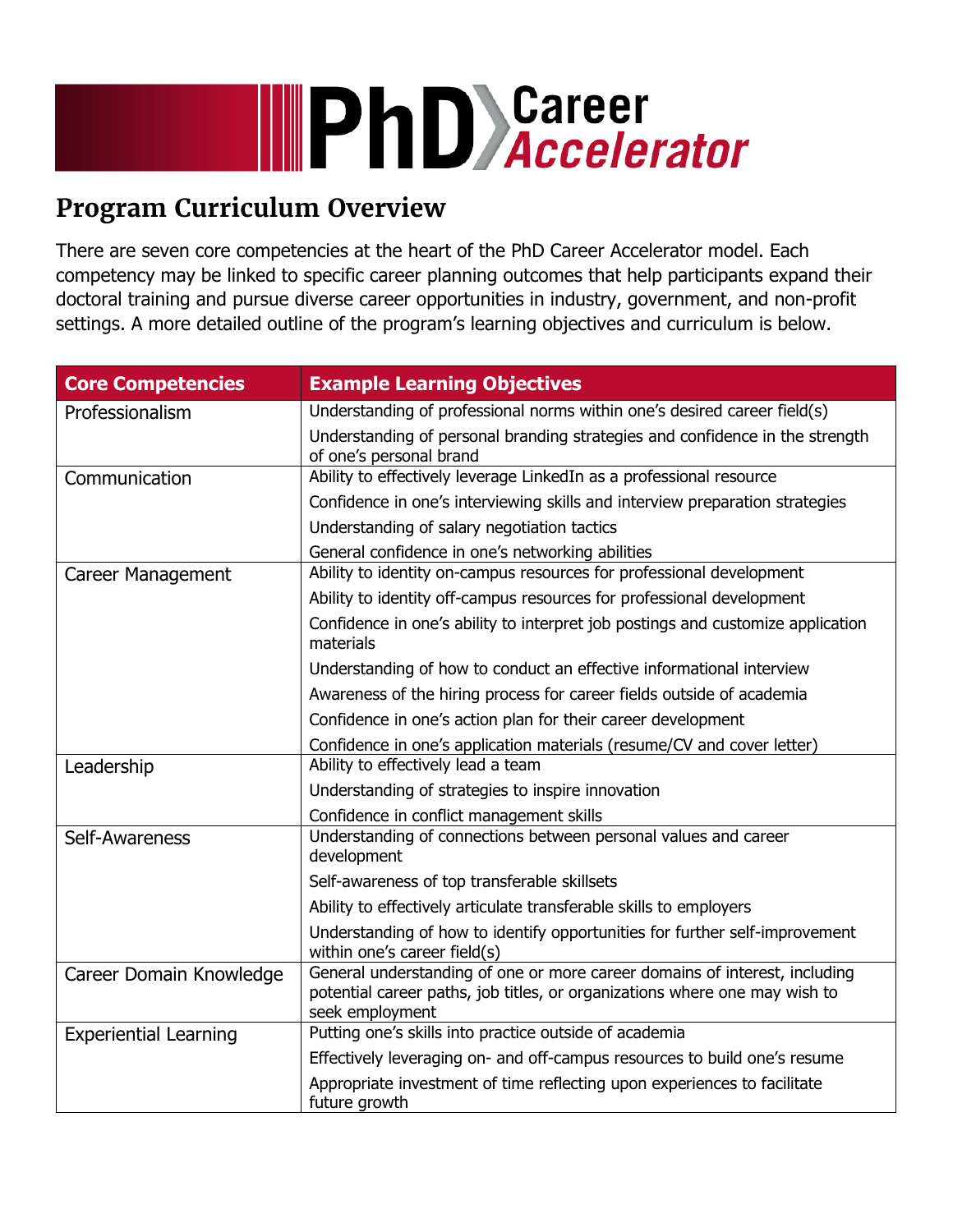# PhD Career Accelerator

## Program Curriculum Overview

There are seven core competencies at the heart of the PhD Career Accelerator model. Each competency may be linked to specific career planning outcomes that help participants expand their doctoral training and pursue diverse career opportunities in industry, government, and non-profit settings. A more detailed outline of the program's learning objectives and curriculum is below.

| Core Competencies | Example Learning Objectives |
|---|---|
| Professionalism | Understanding of professional norms within one's desired career field(s) |
| | Understanding of personal branding strategies and confidence in the strength of one's personal brand |
| Communication | Ability to effectively leverage LinkedIn as a professional resource |
| | Confidence in one's interviewing skills and interview preparation strategies |
| | Understanding of salary negotiation tactics |
| | General confidence in one's networking abilities |
| Career Management | Ability to identity on-campus resources for professional development |
| | Ability to identity off-campus resources for professional development |
| | Confidence in one's ability to interpret job postings and customize application materials |
| | Understanding of how to conduct an effective informational interview |
| | Awareness of the hiring process for career fields outside of academia |
| | Confidence in one's action plan for their career development |
| | Confidence in one's application materials (resume/CV and cover letter) |
| Leadership | Ability to effectively lead a team |
| | Understanding of strategies to inspire innovation |
| | Confidence in conflict management skills |
| Self-Awareness | Understanding of connections between personal values and career development |
| | Self-awareness of top transferable skillsets |
| | Ability to effectively articulate transferable skills to employers |
| | Understanding of how to identify opportunities for further self-improvement within one's career field(s) |
| Career Domain Knowledge | General understanding of one or more career domains of interest, including potential career paths, job titles, or organizations where one may wish to seek employment |
| Experiential Learning | Putting one's skills into practice outside of academia |
| | Effectively leveraging on- and off-campus resources to build one's resume |
| | Appropriate investment of time reflecting upon experiences to facilitate future growth |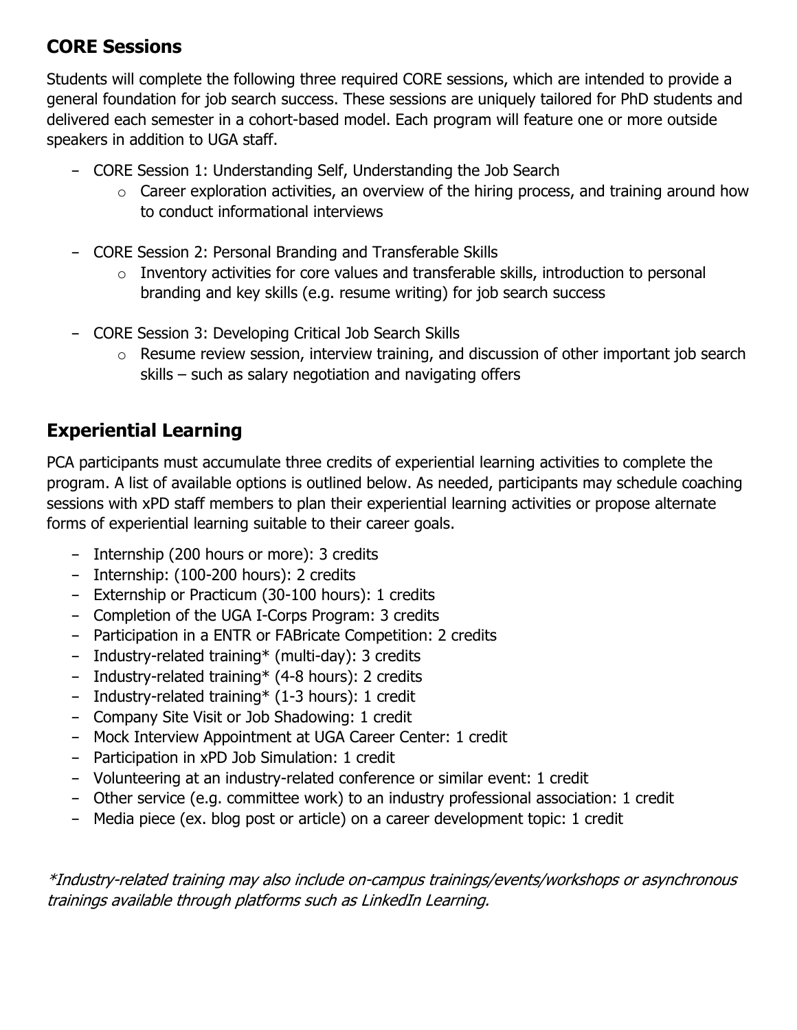## CORE Sessions

Students will complete the following three required CORE sessions, which are intended to provide a general foundation for job search success. These sessions are uniquely tailored for PhD students and delivered each semester in a cohort-based model. Each program will feature one or more outside speakers in addition to UGA staff.

- CORE Session 1: Understanding Self, Understanding the Job Search
  - Career exploration activities, an overview of the hiring process, and training around how to conduct informational interviews

- CORE Session 2: Personal Branding and Transferable Skills
  - Inventory activities for core values and transferable skills, introduction to personal branding and key skills (e.g. resume writing) for job search success

- CORE Session 3: Developing Critical Job Search Skills
  - Resume review session, interview training, and discussion of other important job search skills – such as salary negotiation and navigating offers

## Experiential Learning

PCA participants must accumulate three credits of experiential learning activities to complete the program. A list of available options is outlined below. As needed, participants may schedule coaching sessions with xPD staff members to plan their experiential learning activities or propose alternate forms of experiential learning suitable to their career goals.

- Internship (200 hours or more): 3 credits
- Internship: (100-200 hours): 2 credits
- Externship or Practicum (30-100 hours): 1 credits
- Completion of the UGA I-Corps Program: 3 credits
- Participation in a ENTR or FABricate Competition: 2 credits
- Industry-related training* (multi-day): 3 credits
- Industry-related training* (4-8 hours): 2 credits
- Industry-related training* (1-3 hours): 1 credit
- Company Site Visit or Job Shadowing: 1 credit
- Mock Interview Appointment at UGA Career Center: 1 credit
- Participation in xPD Job Simulation: 1 credit
- Volunteering at an industry-related conference or similar event: 1 credit
- Other service (e.g. committee work) to an industry professional association: 1 credit
- Media piece (ex. blog post or article) on a career development topic: 1 credit

*\*Industry-related training may also include on-campus trainings/events/workshops or asynchronous trainings available through platforms such as LinkedIn Learning.*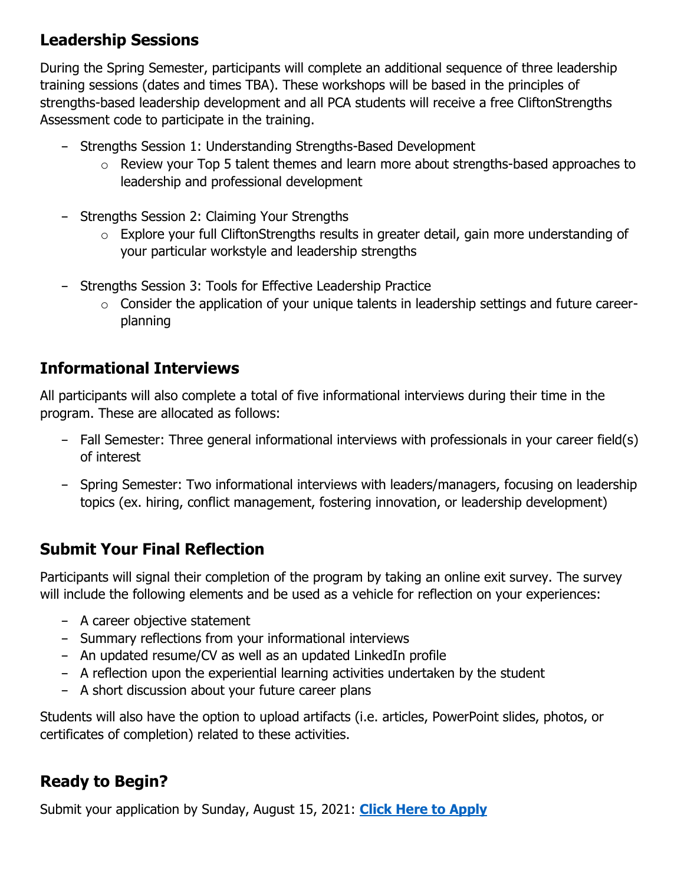## Leadership Sessions

During the Spring Semester, participants will complete an additional sequence of three leadership training sessions (dates and times TBA). These workshops will be based in the principles of strengths-based leadership development and all PCA students will receive a free CliftonStrengths Assessment code to participate in the training.

- Strengths Session 1: Understanding Strengths-Based Development
  - Review your Top 5 talent themes and learn more about strengths-based approaches to leadership and professional development
- Strengths Session 2: Claiming Your Strengths
  - Explore your full CliftonStrengths results in greater detail, gain more understanding of your particular workstyle and leadership strengths
- Strengths Session 3: Tools for Effective Leadership Practice
  - Consider the application of your unique talents in leadership settings and future career-planning

## Informational Interviews

All participants will also complete a total of five informational interviews during their time in the program. These are allocated as follows:

- Fall Semester: Three general informational interviews with professionals in your career field(s) of interest
- Spring Semester: Two informational interviews with leaders/managers, focusing on leadership topics (ex. hiring, conflict management, fostering innovation, or leadership development)

## Submit Your Final Reflection

Participants will signal their completion of the program by taking an online exit survey. The survey will include the following elements and be used as a vehicle for reflection on your experiences:

- A career objective statement
- Summary reflections from your informational interviews
- An updated resume/CV as well as an updated LinkedIn profile
- A reflection upon the experiential learning activities undertaken by the student
- A short discussion about your future career plans

Students will also have the option to upload artifacts (i.e. articles, PowerPoint slides, photos, or certificates of completion) related to these activities.

## Ready to Begin?

Submit your application by Sunday, August 15, 2021: **Click Here to Apply**